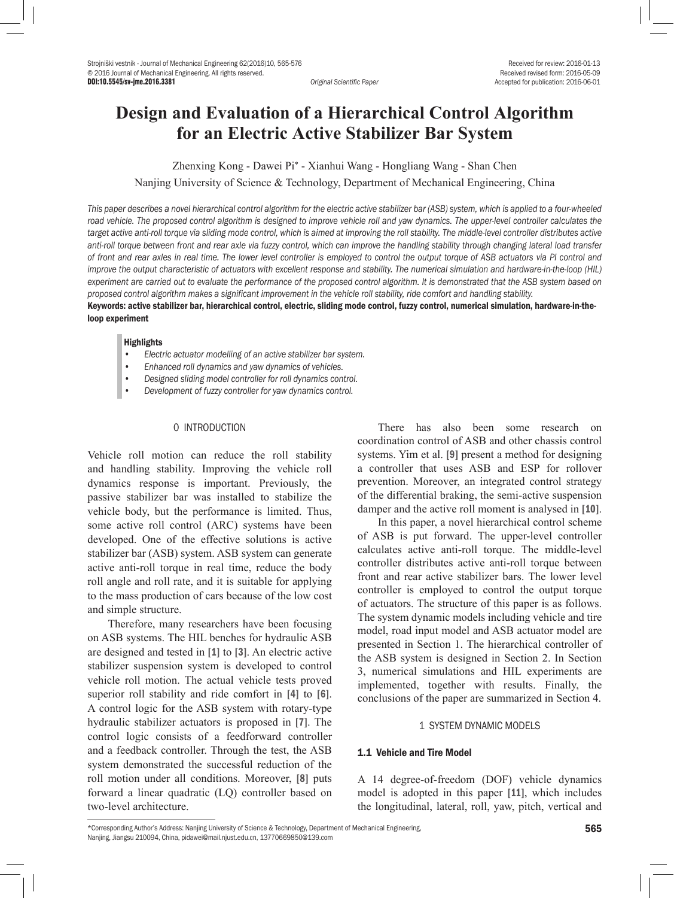# Design and Evaluation of a Hierarchical Control Algorithm for an Electric Active Stabilizer Bar System

Zhenxing Kong - Dawei Pi* - Xianhui Wang - Hongliang Wang - Shan Chen

Nanjing University of Science & Technology, Department of Mechanical Engineering, China

*This paper describes a novel hierarchical control algorithm for the electric active stabilizer bar (ASB) system, which is applied to a four-wheeled road vehicle. The proposed control algorithm is designed to improve vehicle roll and yaw dynamics. The upper-level controller calculates the target active anti-roll torque via sliding mode control, which is aimed at improving the roll stability. The middle-level controller distributes active anti-roll torque between front and rear axle via fuzzy control, which can improve the handling stability through changing lateral load transfer of front and rear axles in real time. The lower level controller is employed to control the output torque of ASB actuators via PI control and improve the output characteristic of actuators with excellent response and stability. The numerical simulation and hardware-in-the-loop (HIL) experiment are carried out to evaluate the performance of the proposed control algorithm. It is demonstrated that the ASB system based on proposed control algorithm makes a significant improvement in the vehicle roll stability, ride comfort and handling stability.*

**Keywords: active stabilizer bar, hierarchical control, electric, sliding mode control, fuzzy control, numerical simulation, hardware-in-the-loop experiment**

**Highlights**

- *Electric actuator modelling of an active stabilizer bar system.*
- *Enhanced roll dynamics and yaw dynamics of vehicles.*
- *Designed sliding model controller for roll dynamics control.*
- *Development of fuzzy controller for yaw dynamics control.*

## 0 INTRODUCTION

Vehicle roll motion can reduce the roll stability and handling stability. Improving the vehicle roll dynamics response is important. Previously, the passive stabilizer bar was installed to stabilize the vehicle body, but the performance is limited. Thus, some active roll control (ARC) systems have been developed. One of the effective solutions is active stabilizer bar (ASB) system. ASB system can generate active anti-roll torque in real time, reduce the body roll angle and roll rate, and it is suitable for applying to the mass production of cars because of the low cost and simple structure.

Therefore, many researchers have been focusing on ASB systems. The HIL benches for hydraulic ASB are designed and tested in [1] to [3]. An electric active stabilizer suspension system is developed to control vehicle roll motion. The actual vehicle tests proved superior roll stability and ride comfort in [4] to [6]. A control logic for the ASB system with rotary-type hydraulic stabilizer actuators is proposed in [7]. The control logic consists of a feedforward controller and a feedback controller. Through the test, the ASB system demonstrated the successful reduction of the roll motion under all conditions. Moreover, [8] puts forward a linear quadratic (LQ) controller based on two-level architecture.

There has also been some research on coordination control of ASB and other chassis control systems. Yim et al. [9] present a method for designing a controller that uses ASB and ESP for rollover prevention. Moreover, an integrated control strategy of the differential braking, the semi-active suspension damper and the active roll moment is analysed in [10].

In this paper, a novel hierarchical control scheme of ASB is put forward. The upper-level controller calculates active anti-roll torque. The middle-level controller distributes active anti-roll torque between front and rear active stabilizer bars. The lower level controller is employed to control the output torque of actuators. The structure of this paper is as follows. The system dynamic models including vehicle and tire model, road input model and ASB actuator model are presented in Section 1. The hierarchical controller of the ASB system is designed in Section 2. In Section 3, numerical simulations and HIL experiments are implemented, together with results. Finally, the conclusions of the paper are summarized in Section 4.

## 1 SYSTEM DYNAMIC MODELS

### 1.1 Vehicle and Tire Model

A 14 degree-of-freedom (DOF) vehicle dynamics model is adopted in this paper [11], which includes the longitudinal, lateral, roll, yaw, pitch, vertical and

*Corresponding Author's Address: Nanjing University of Science & Technology, Department of Mechanical Engineering, Nanjing, Jiangsu 210094, China, pidawei@mail.njust.edu.cn, 13770669850@139.com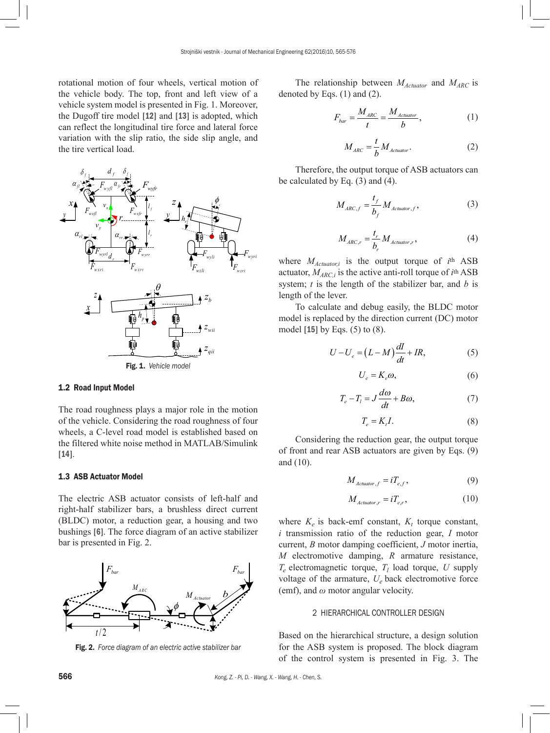rotational motion of four wheels, vertical motion of the vehicle body. The top, front and left view of a vehicle system model is presented in Fig. 1. Moreover, the Dugoff tire model [12] and [13] is adopted, which can reflect the longitudinal tire force and lateral force variation with the slip ratio, the side slip angle, and the tire vertical load.

**Fig. 1.** *Vehicle model*

### 1.2 Road Input Model

The road roughness plays a major role in the motion of the vehicle. Considering the road roughness of four wheels, a C-level road model is established based on the filtered white noise method in MATLAB/Simulink [14].

### 1.3 ASB Actuator Model

The electric ASB actuator consists of left-half and right-half stabilizer bars, a brushless direct current (BLDC) motor, a reduction gear, a housing and two bushings [6]. The force diagram of an active stabilizer bar is presented in Fig. 2.

**Fig. 2.** *Force diagram of an electric active stabilizer bar*

The relationship between $M_{Actuator}$ and $M_{ARC}$ is denoted by Eqs. (1) and (2).

$$F_{bar} = \frac{M_{ARC}}{t} = \frac{M_{Actuator}}{b}, \tag{1}$$

$$M_{ARC} = \frac{t}{b} M_{Actuator}. \tag{2}$$

Therefore, the output torque of ASB actuators can be calculated by Eq. (3) and (4).

$$M_{ARC,f} = \frac{t_f}{b_f} M_{Actuator,f}, \tag{3}$$

$$M_{ARC,r} = \frac{t_r}{b_r} M_{Actuator,r}, \tag{4}$$

where $M_{Actuator,i}$ is the output torque of $i$th ASB actuator, $M_{ARC,i}$ is the active anti-roll torque of $i$th ASB system; $t$ is the length of the stabilizer bar, and $b$ is length of the lever.

To calculate and debug easily, the BLDC motor model is replaced by the direction current (DC) motor model [15] by Eqs. (5) to (8).

$$U - U_e = (L - M)\frac{dI}{dt} + IR, \tag{5}$$

$$U_e = K_e \omega, \tag{6}$$

$$T_e - T_l = J\frac{d\omega}{dt} + B\omega, \tag{7}$$

$$T_e = K_t I. \tag{8}$$

Considering the reduction gear, the output torque of front and rear ASB actuators are given by Eqs. (9) and (10).

$$M_{Actuator,f} = iT_{e,f}, \tag{9}$$

$$M_{Actuator,r} = iT_{e,r}, \tag{10}$$

where $K_e$ is back-emf constant, $K_t$ torque constant, $i$ transmission ratio of the reduction gear, $I$ motor current, $B$ motor damping coefficient, $J$ motor inertia, $M$ electromotive damping, $R$ armature resistance, $T_e$ electromagnetic torque, $T_l$ load torque, $U$ supply voltage of the armature, $U_e$ back electromotive force (emf), and $\omega$ motor angular velocity.

## 2 HIERARCHICAL CONTROLLER DESIGN

Based on the hierarchical structure, a design solution for the ASB system is proposed. The block diagram of the control system is presented in Fig. 3. The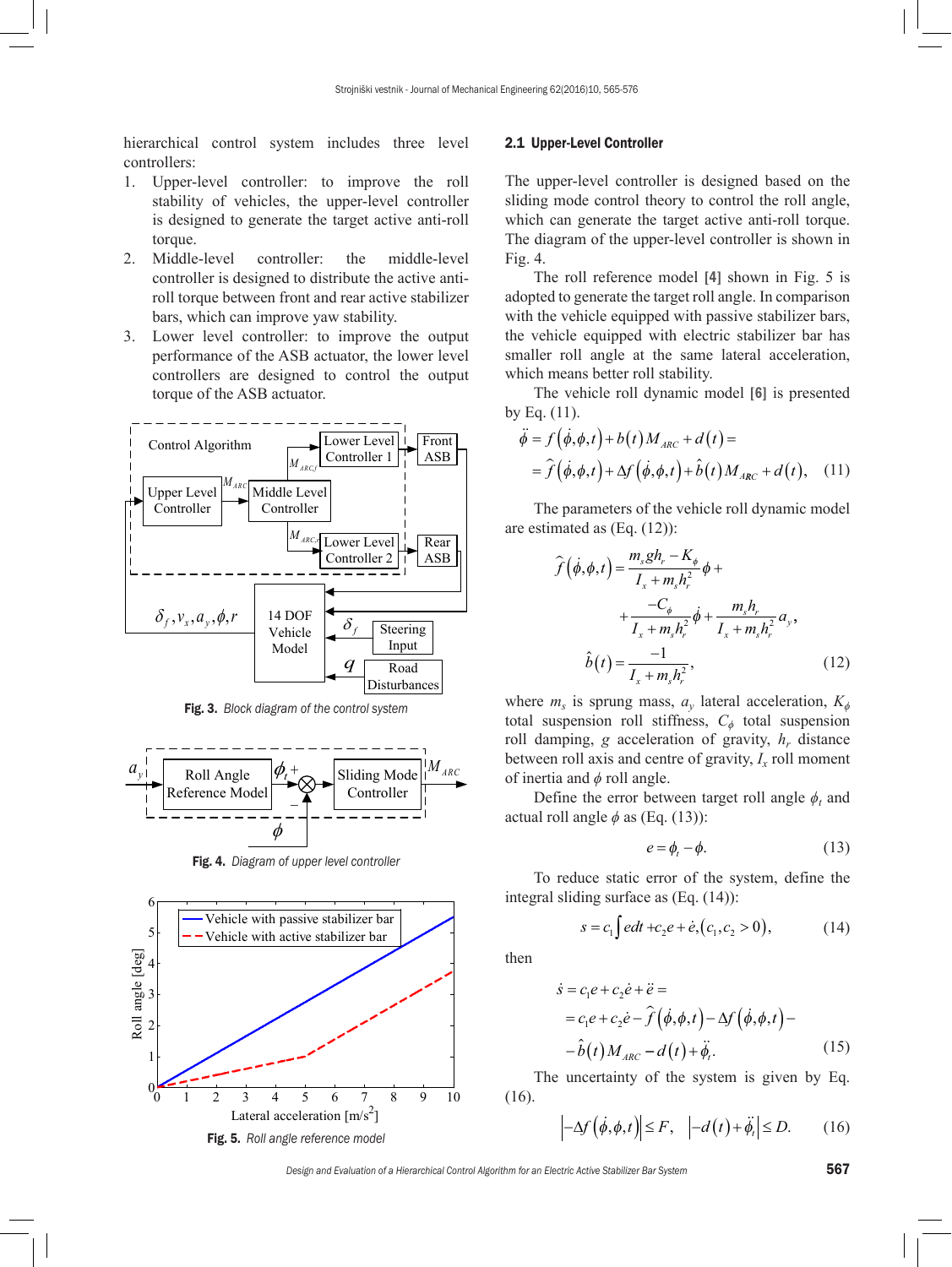hierarchical control system includes three level controllers:

1. Upper-level controller: to improve the roll stability of vehicles, the upper-level controller is designed to generate the target active anti-roll torque.
2. Middle-level controller: the middle-level controller is designed to distribute the active anti-roll torque between front and rear active stabilizer bars, which can improve yaw stability.
3. Lower level controller: to improve the output performance of the ASB actuator, the lower level controllers are designed to control the output torque of the ASB actuator.

Fig. 3. *Block diagram of the control system*

Fig. 4. *Diagram of upper level controller*

Fig. 5. *Roll angle reference model*

### 2.1 Upper-Level Controller

The upper-level controller is designed based on the sliding mode control theory to control the roll angle, which can generate the target active anti-roll torque. The diagram of the upper-level controller is shown in Fig. 4.

The roll reference model [4] shown in Fig. 5 is adopted to generate the target roll angle. In comparison with the vehicle equipped with passive stabilizer bars, the vehicle equipped with electric stabilizer bar has smaller roll angle at the same lateral acceleration, which means better roll stability.

The vehicle roll dynamic model [6] is presented by Eq. (11).

$$\ddot{\phi} = f\left(\dot{\phi},\phi,t\right) + b(t) M_{ARC} + d(t) = \\ = \hat{f}\left(\dot{\phi},\phi,t\right) + \Delta f\left(\dot{\phi},\phi,t\right) + \hat{b}(t) M_{ARC} + d(t), \quad (11)$$

The parameters of the vehicle roll dynamic model are estimated as (Eq. (12)):

$$\hat{f}\left(\dot{\phi},\phi,t\right) = \frac{m_s g h_r - K_\phi}{I_x + m_s h_r^2}\phi + \\ + \frac{-C_\phi}{I_x + m_s h_r^2}\dot{\phi} + \frac{m_s h_r}{I_x + m_s h_r^2} a_y, \\ \hat{b}(t) = \frac{-1}{I_x + m_s h_r^2}, \quad (12)$$

where $m_s$ is sprung mass, $a_y$ lateral acceleration, $K_\phi$ total suspension roll stiffness, $C_\phi$ total suspension roll damping, $g$ acceleration of gravity, $h_r$ distance between roll axis and centre of gravity, $I_x$ roll moment of inertia and $\phi$ roll angle.

Define the error between target roll angle $\phi_t$ and actual roll angle $\phi$ as (Eq. (13)):

$$e = \phi_t - \phi. \quad (13)$$

To reduce static error of the system, define the integral sliding surface as (Eq. (14)):

$$s = c_1 \int e dt + c_2 e + \dot{e}, \left(c_1, c_2 > 0\right), \quad (14)$$

then

$$\dot{s} = c_1 e + c_2 \dot{e} + \ddot{e} = \\ = c_1 e + c_2 \dot{e} - \hat{f}\left(\dot{\phi},\phi,t\right) - \Delta f\left(\dot{\phi},\phi,t\right) - \\ - \hat{b}(t) M_{ARC} - d(t) + \ddot{\phi}_t. \quad (15)$$

The uncertainty of the system is given by Eq. (16).

$$\left|-\Delta f\left(\dot{\phi},\phi,t\right)\right| \le F, \quad \left|-d(t) + \ddot{\phi}_t\right| \le D. \quad (16)$$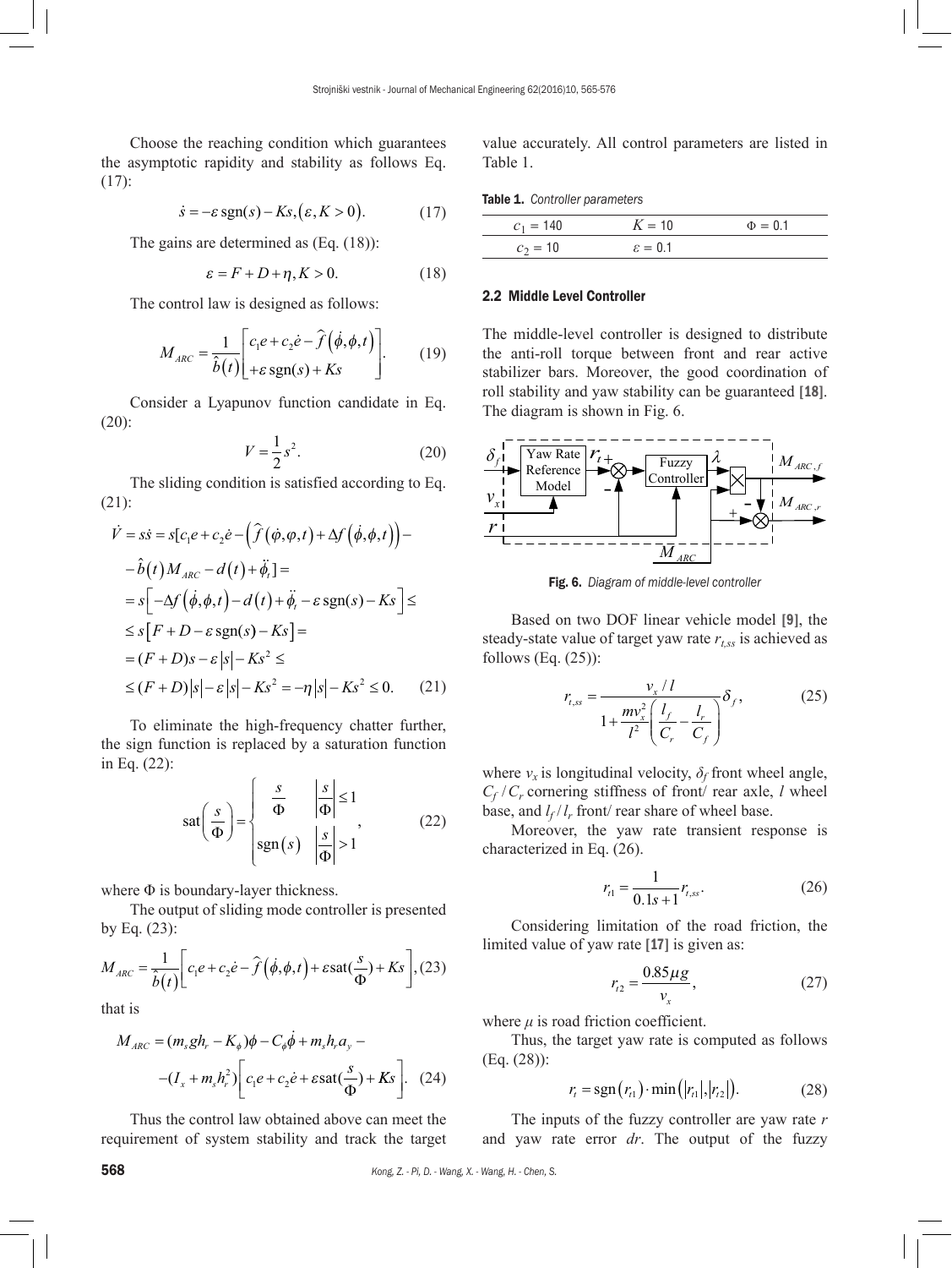Choose the reaching condition which guarantees the asymptotic rapidity and stability as follows Eq. (17):

$$\dot{s} = -\varepsilon\,\text{sgn}(s) - Ks, (\varepsilon, K > 0). \tag{17}$$

The gains are determined as (Eq. (18)):

$$\varepsilon = F + D + \eta, K > 0. \tag{18}$$

The control law is designed as follows:

$$M_{ARC} = \frac{1}{\hat{b}(t)}\begin{bmatrix} c_1 e + c_2 \dot{e} - \hat{f}(\dot{\phi}, \phi, t) \\ +\varepsilon\,\text{sgn}(s) + Ks \end{bmatrix}. \tag{19}$$

Consider a Lyapunov function candidate in Eq. (20):

$$V = \frac{1}{2}s^2. \tag{20}$$

The sliding condition is satisfied according to Eq. (21):

$$\begin{aligned}
\dot{V} = s\dot{s} &= s[c_1 e + c_2 \dot{e} - \left(\hat{f}(\dot{\varphi}, \varphi, t) + \Delta f(\dot{\phi}, \phi, t)\right) - \\
&- \hat{b}(t) M_{ARC} - d(t) + \ddot{\phi}_t] = \\
&= s\left[-\Delta f(\dot{\phi}, \phi, t) - d(t) + \ddot{\phi}_t - \varepsilon\,\text{sgn}(s) - Ks\right] \leq \\
&\leq s\left[F + D - \varepsilon\,\text{sgn}(s) - Ks\right] = \\
&= (F + D)s - \varepsilon|s| - Ks^2 \leq \\
&\leq (F + D)|s| - \varepsilon|s| - Ks^2 = -\eta|s| - Ks^2 \leq 0.
\end{aligned} \tag{21}$$

To eliminate the high-frequency chatter further, the sign function is replaced by a saturation function in Eq. (22):

$$\text{sat}\left(\frac{s}{\Phi}\right) = \begin{cases} \dfrac{s}{\Phi} & \left|\dfrac{s}{\Phi}\right| \leq 1 \\ \text{sgn}(s) & \left|\dfrac{s}{\Phi}\right| > 1 \end{cases}, \tag{22}$$

where $\Phi$ is boundary-layer thickness.

The output of sliding mode controller is presented by Eq. (23):

$$M_{ARC} = \frac{1}{\hat{b}(t)}\left[c_1 e + c_2 \dot{e} - \hat{f}(\dot{\phi}, \phi, t) + \varepsilon\,\text{sat}(\frac{s}{\Phi}) + Ks\right], \tag{23}$$

that is

$$\begin{aligned}
M_{ARC} = &(m_s g h_r - K_\phi)\phi - C_\phi \dot{\phi} + m_s h_r a_y - \\
&-(I_x + m_s h_r^2)\left[c_1 e + c_2 \dot{e} + \varepsilon\,\text{sat}(\frac{s}{\Phi}) + Ks\right].
\end{aligned} \tag{24}$$

Thus the control law obtained above can meet the requirement of system stability and track the target value accurately. All control parameters are listed in Table 1.

**Table 1.** *Controller parameters*

| | | |
|---|---|---|
| $c_1$ = 140 | $K$ = 10 | $\Phi$ = 0.1 |
| $c_2$ = 10 | $\varepsilon$ = 0.1 | |

## 2.2 Middle Level Controller

The middle-level controller is designed to distribute the anti-roll torque between front and rear active stabilizer bars. Moreover, the good coordination of roll stability and yaw stability can be guaranteed [18]. The diagram is shown in Fig. 6.

**Fig. 6.** *Diagram of middle-level controller*

Based on two DOF linear vehicle model [9], the steady-state value of target yaw rate $r_{t,ss}$ is achieved as follows (Eq. (25)):

$$r_{t,ss} = \frac{v_x / l}{1 + \dfrac{m v_x^2}{l^2}\left(\dfrac{l_f}{C_r} - \dfrac{l_r}{C_f}\right)}\delta_f, \tag{25}$$

where $v_x$ is longitudinal velocity, $\delta_f$ front wheel angle, $C_f$ / $C_r$ cornering stiffness of front/ rear axle, $l$ wheel base, and $l_f$ / $l_r$ front/ rear share of wheel base.

Moreover, the yaw rate transient response is characterized in Eq. (26).

$$r_{t1} = \frac{1}{0.1s + 1} r_{t,ss}. \tag{26}$$

Considering limitation of the road friction, the limited value of yaw rate [17] is given as:

$$r_{t2} = \frac{0.85 \mu g}{v_x}, \tag{27}$$

where $\mu$ is road friction coefficient.

Thus, the target yaw rate is computed as follows (Eq. (28)):

$$r_t = \text{sgn}(r_{t1}) \cdot \min\left(|r_{t1}|, |r_{t2}|\right). \tag{28}$$

The inputs of the fuzzy controller are yaw rate $r$ and yaw rate error $dr$. The output of the fuzzy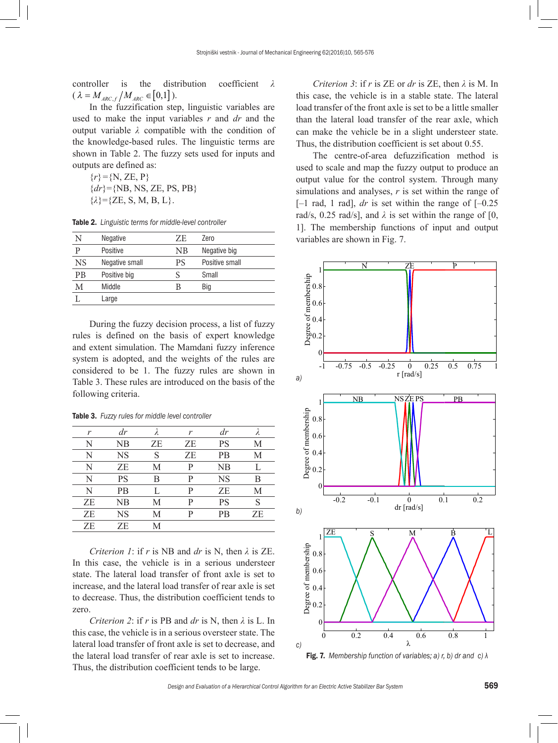controller is the distribution coefficient $\lambda$ ($\lambda = M_{ARC,f} / M_{ARC} \in [0,1]$).

In the fuzzification step, linguistic variables are used to make the input variables $r$ and $dr$ and the output variable $\lambda$ compatible with the condition of the knowledge-based rules. The linguistic terms are shown in Table 2. The fuzzy sets used for inputs and outputs are defined as:

$\{r\}$={N, ZE, P}

$\{dr\}$={NB, NS, ZE, PS, PB}

$\{\lambda\}$={ZE, S, M, B, L}.

**Table 2.** *Linguistic terms for middle-level controller*

| | | | |
|---|---|---|---|
| N | Negative | ZE | Zero |
| P | Positive | NB | Negative big |
| NS | Negative small | PS | Positive small |
| PB | Positive big | S | Small |
| M | Middle | B | Big |
| L | Large | | |

During the fuzzy decision process, a list of fuzzy rules is defined on the basis of expert knowledge and extent simulation. The Mamdani fuzzy inference system is adopted, and the weights of the rules are considered to be 1. The fuzzy rules are shown in Table 3. These rules are introduced on the basis of the following criteria.

**Table 3.** *Fuzzy rules for middle level controller*

| $r$ | $dr$ | $\lambda$ | $r$ | $dr$ | $\lambda$ |
|---|---|---|---|---|---|
| N | NB | ZE | ZE | PS | M |
| N | NS | S | ZE | PB | M |
| N | ZE | M | P | NB | L |
| N | PS | B | P | NS | B |
| N | PB | L | P | ZE | M |
| ZE | NB | M | P | PS | S |
| ZE | NS | M | P | PB | ZE |
| ZE | ZE | M | | | |

*Criterion 1*: if $r$ is NB and $dr$ is N, then $\lambda$ is ZE. In this case, the vehicle is in a serious understeer state. The lateral load transfer of front axle is set to increase, and the lateral load transfer of rear axle is set to decrease. Thus, the distribution coefficient tends to zero.

*Criterion 2*: if $r$ is PB and $dr$ is N, then $\lambda$ is L. In this case, the vehicle is in a serious oversteer state. The lateral load transfer of front axle is set to decrease, and the lateral load transfer of rear axle is set to increase. Thus, the distribution coefficient tends to be large.

*Criterion 3*: if $r$ is ZE or $dr$ is ZE, then $\lambda$ is M. In this case, the vehicle is in a stable state. The lateral load transfer of the front axle is set to be a little smaller than the lateral load transfer of the rear axle, which can make the vehicle be in a slight understeer state. Thus, the distribution coefficient is set about 0.55.

The centre-of-area defuzzification method is used to scale and map the fuzzy output to produce an output value for the control system. Through many simulations and analyses, $r$ is set within the range of [–1 rad, 1 rad], $dr$ is set within the range of [–0.25 rad/s, 0.25 rad/s], and $\lambda$ is set within the range of [0, 1]. The membership functions of input and output variables are shown in Fig. 7.

**Fig. 7.** *Membership function of variables; a) r, b) dr and c) λ*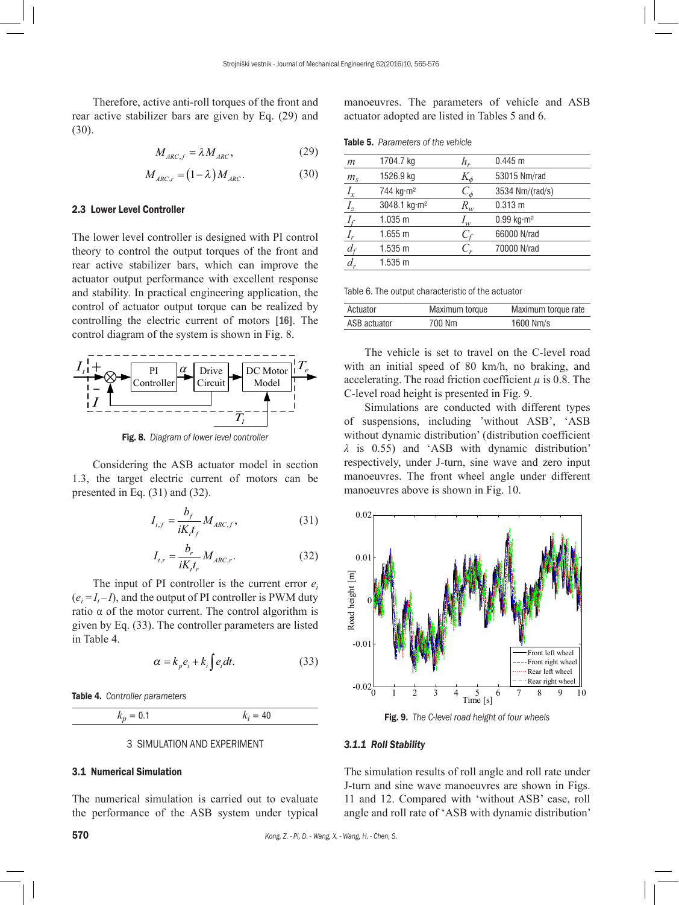Therefore, active anti-roll torques of the front and rear active stabilizer bars are given by Eq. (29) and (30).

$$M_{ARC,f} = \lambda M_{ARC}, \tag{29}$$

$$M_{ARC,r} = (1-\lambda) M_{ARC}. \tag{30}$$

### 2.3 Lower Level Controller

The lower level controller is designed with PI control theory to control the output torques of the front and rear active stabilizer bars, which can improve the actuator output performance with excellent response and stability. In practical engineering application, the control of actuator output torque can be realized by controlling the electric current of motors [16]. The control diagram of the system is shown in Fig. 8.

**Fig. 8.** *Diagram of lower level controller*

Considering the ASB actuator model in section 1.3, the target electric current of motors can be presented in Eq. (31) and (32).

$$I_{t,f} = \frac{b_f}{iK_t t_f} M_{ARC,f}, \tag{31}$$

$$I_{t,r} = \frac{b_r}{iK_t t_r} M_{ARC,r}. \tag{32}$$

The input of PI controller is the current error $e_i$ ($e_i = I_t - I$), and the output of PI controller is PWM duty ratio α of the motor current. The control algorithm is given by Eq. (33). The controller parameters are listed in Table 4.

$$\alpha = k_p e_i + k_i \int e_i dt. \tag{33}$$

**Table 4.** *Controller parameters*

| $k_p$ = 0.1 | $k_i$ = 40 |
|---|---|

## 3 SIMULATION AND EXPERIMENT

### 3.1 Numerical Simulation

The numerical simulation is carried out to evaluate the performance of the ASB system under typical manoeuvres. The parameters of vehicle and ASB actuator adopted are listed in Tables 5 and 6.

**Table 5.** *Parameters of the vehicle*

| | | | |
|---|---|---|---|
| $m$ | 1704.7 kg | $h_r$ | 0.445 m |
| $m_s$ | 1526.9 kg | $K_\phi$ | 53015 Nm/rad |
| $I_x$ | 744 kg·m² | $C_\phi$ | 3534 Nm/(rad/s) |
| $I_z$ | 3048.1 kg·m² | $R_w$ | 0.313 m |
| $l_f$ | 1.035 m | $I_w$ | 0.99 kg·m² |
| $l_r$ | 1.655 m | $C_f$ | 66000 N/rad |
| $d_f$ | 1.535 m | $C_r$ | 70000 N/rad |
| $d_r$ | 1.535 m | | |

Table 6. The output characteristic of the actuator

| Actuator | Maximum torque | Maximum torque rate |
|---|---|---|
| ASB actuator | 700 Nm | 1600 Nm/s |

The vehicle is set to travel on the C-level road with an initial speed of 80 km/h, no braking, and accelerating. The road friction coefficient $\mu$ is 0.8. The C-level road height is presented in Fig. 9.

Simulations are conducted with different types of suspensions, including 'without ASB', 'ASB without dynamic distribution' (distribution coefficient $\lambda$ is 0.55) and 'ASB with dynamic distribution' respectively, under J-turn, sine wave and zero input manoeuvres. The front wheel angle under different manoeuvres above is shown in Fig. 10.

**Fig. 9.** *The C-level road height of four wheels*

#### *3.1.1 Roll Stability*

The simulation results of roll angle and roll rate under J-turn and sine wave manoeuvres are shown in Figs. 11 and 12. Compared with 'without ASB' case, roll angle and roll rate of 'ASB with dynamic distribution'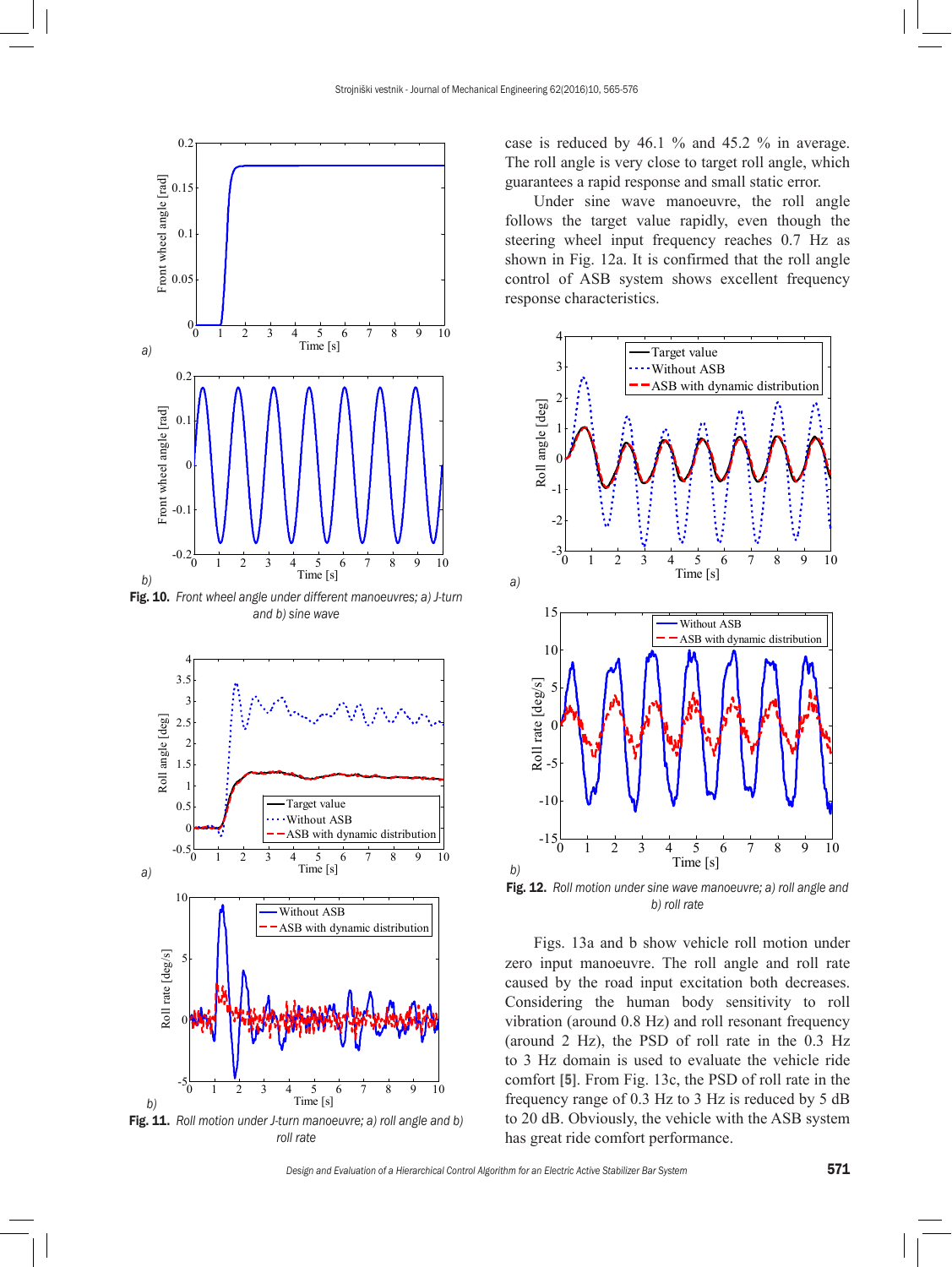Fig. 10. *Front wheel angle under different manoeuvres; a) J-turn and b) sine wave*

Fig. 11. *Roll motion under J-turn manoeuvre; a) roll angle and b) roll rate*

case is reduced by 46.1 % and 45.2 % in average. The roll angle is very close to target roll angle, which guarantees a rapid response and small static error.

Under sine wave manoeuvre, the roll angle follows the target value rapidly, even though the steering wheel input frequency reaches 0.7 Hz as shown in Fig. 12a. It is confirmed that the roll angle control of ASB system shows excellent frequency response characteristics.

Fig. 12. *Roll motion under sine wave manoeuvre; a) roll angle and b) roll rate*

Figs. 13a and b show vehicle roll motion under zero input manoeuvre. The roll angle and roll rate caused by the road input excitation both decreases. Considering the human body sensitivity to roll vibration (around 0.8 Hz) and roll resonant frequency (around 2 Hz), the PSD of roll rate in the 0.3 Hz to 3 Hz domain is used to evaluate the vehicle ride comfort [5]. From Fig. 13c, the PSD of roll rate in the frequency range of 0.3 Hz to 3 Hz is reduced by 5 dB to 20 dB. Obviously, the vehicle with the ASB system has great ride comfort performance.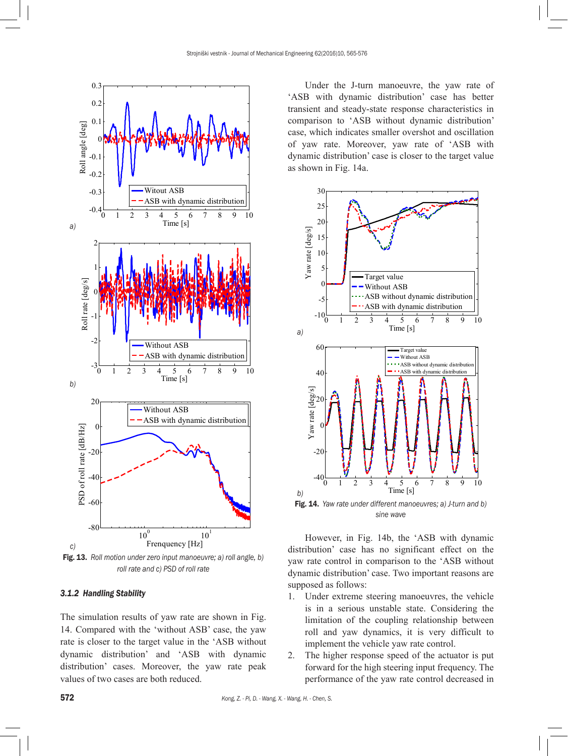Fig. 13. *Roll motion under zero input manoeuvre; a) roll angle, b) roll rate and c) PSD of roll rate*

### 3.1.2 Handling Stability

The simulation results of yaw rate are shown in Fig. 14. Compared with the 'without ASB' case, the yaw rate is closer to the target value in the 'ASB without dynamic distribution' and 'ASB with dynamic distribution' cases. Moreover, the yaw rate peak values of two cases are both reduced.

Under the J-turn manoeuvre, the yaw rate of 'ASB with dynamic distribution' case has better transient and steady-state response characteristics in comparison to 'ASB without dynamic distribution' case, which indicates smaller overshot and oscillation of yaw rate. Moreover, yaw rate of 'ASB with dynamic distribution' case is closer to the target value as shown in Fig. 14a.

Fig. 14. *Yaw rate under different manoeuvres; a) J-turn and b) sine wave*

However, in Fig. 14b, the 'ASB with dynamic distribution' case has no significant effect on the yaw rate control in comparison to the 'ASB without dynamic distribution' case. Two important reasons are supposed as follows:

1. Under extreme steering manoeuvres, the vehicle is in a serious unstable state. Considering the limitation of the coupling relationship between roll and yaw dynamics, it is very difficult to implement the vehicle yaw rate control.
2. The higher response speed of the actuator is put forward for the high steering input frequency. The performance of the yaw rate control decreased in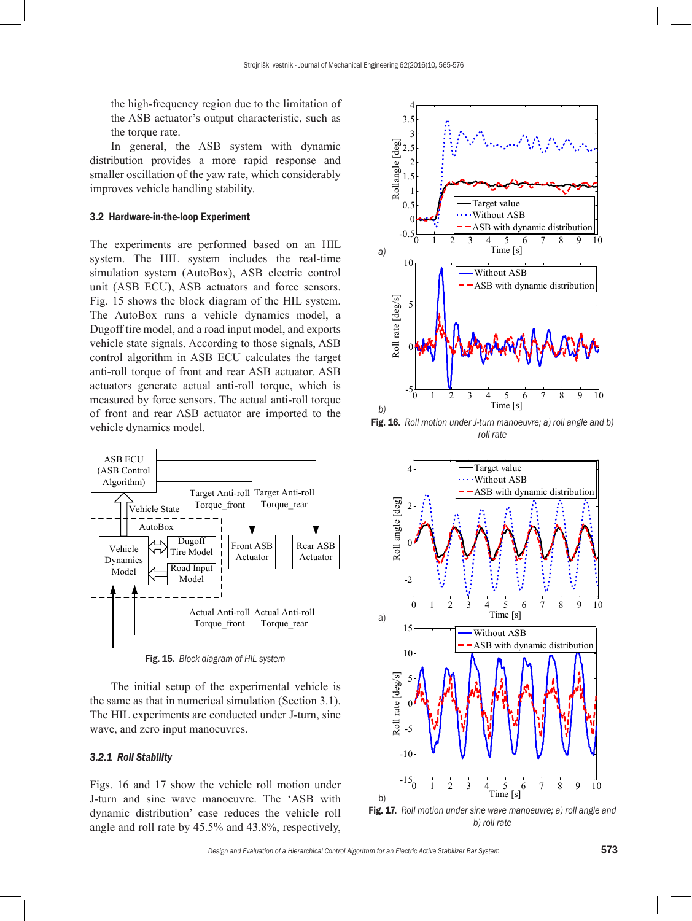the high-frequency region due to the limitation of the ASB actuator's output characteristic, such as the torque rate.

In general, the ASB system with dynamic distribution provides a more rapid response and smaller oscillation of the yaw rate, which considerably improves vehicle handling stability.

### 3.2 Hardware-in-the-loop Experiment

The experiments are performed based on an HIL system. The HIL system includes the real-time simulation system (AutoBox), ASB electric control unit (ASB ECU), ASB actuators and force sensors. Fig. 15 shows the block diagram of the HIL system. The AutoBox runs a vehicle dynamics model, a Dugoff tire model, and a road input model, and exports vehicle state signals. According to those signals, ASB control algorithm in ASB ECU calculates the target anti-roll torque of front and rear ASB actuator. ASB actuators generate actual anti-roll torque, which is measured by force sensors. The actual anti-roll torque of front and rear ASB actuator are imported to the vehicle dynamics model.

**Fig. 15.** *Block diagram of HIL system*

The initial setup of the experimental vehicle is the same as that in numerical simulation (Section 3.1). The HIL experiments are conducted under J-turn, sine wave, and zero input manoeuvres.

#### 3.2.1 *Roll Stability*

Figs. 16 and 17 show the vehicle roll motion under J-turn and sine wave manoeuvre. The 'ASB with dynamic distribution' case reduces the vehicle roll angle and roll rate by 45.5% and 43.8%, respectively,

**Fig. 16.** *Roll motion under J-turn manoeuvre; a) roll angle and b) roll rate*

**Fig. 17.** *Roll motion under sine wave manoeuvre; a) roll angle and b) roll rate*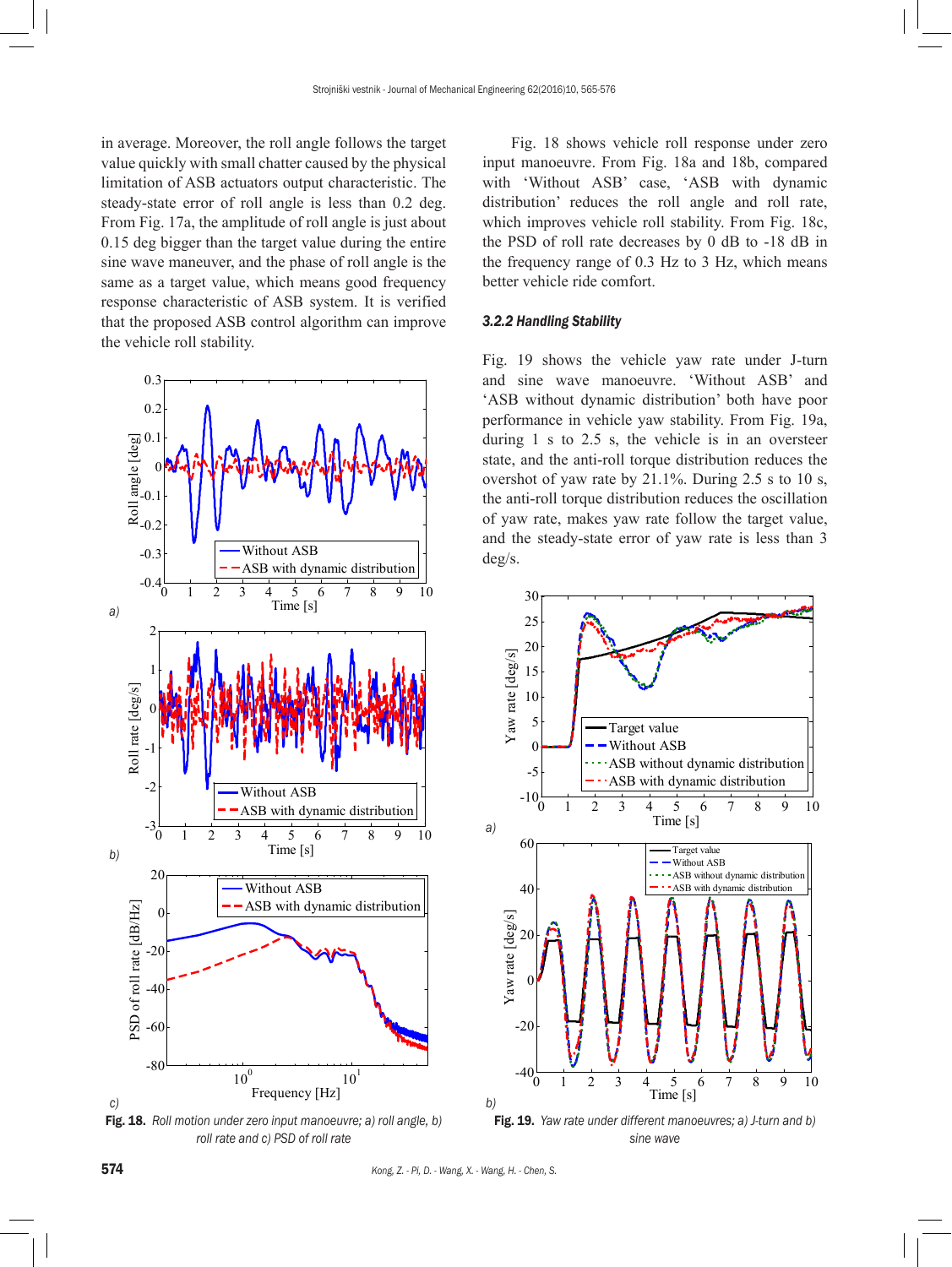in average. Moreover, the roll angle follows the target value quickly with small chatter caused by the physical limitation of ASB actuators output characteristic. The steady-state error of roll angle is less than 0.2 deg. From Fig. 17a, the amplitude of roll angle is just about 0.15 deg bigger than the target value during the entire sine wave maneuver, and the phase of roll angle is the same as a target value, which means good frequency response characteristic of ASB system. It is verified that the proposed ASB control algorithm can improve the vehicle roll stability.

**Fig. 18.** *Roll motion under zero input manoeuvre; a) roll angle, b) roll rate and c) PSD of roll rate*

Fig. 18 shows vehicle roll response under zero input manoeuvre. From Fig. 18a and 18b, compared with 'Without ASB' case, 'ASB with dynamic distribution' reduces the roll angle and roll rate, which improves vehicle roll stability. From Fig. 18c, the PSD of roll rate decreases by 0 dB to -18 dB in the frequency range of 0.3 Hz to 3 Hz, which means better vehicle ride comfort.

#### *3.2.2 Handling Stability*

Fig. 19 shows the vehicle yaw rate under J-turn and sine wave manoeuvre. 'Without ASB' and 'ASB without dynamic distribution' both have poor performance in vehicle yaw stability. From Fig. 19a, during 1 s to 2.5 s, the vehicle is in an oversteer state, and the anti-roll torque distribution reduces the overshot of yaw rate by 21.1%. During 2.5 s to 10 s, the anti-roll torque distribution reduces the oscillation of yaw rate, makes yaw rate follow the target value, and the steady-state error of yaw rate is less than 3 deg/s.

**Fig. 19.** *Yaw rate under different manoeuvres; a) J-turn and b) sine wave*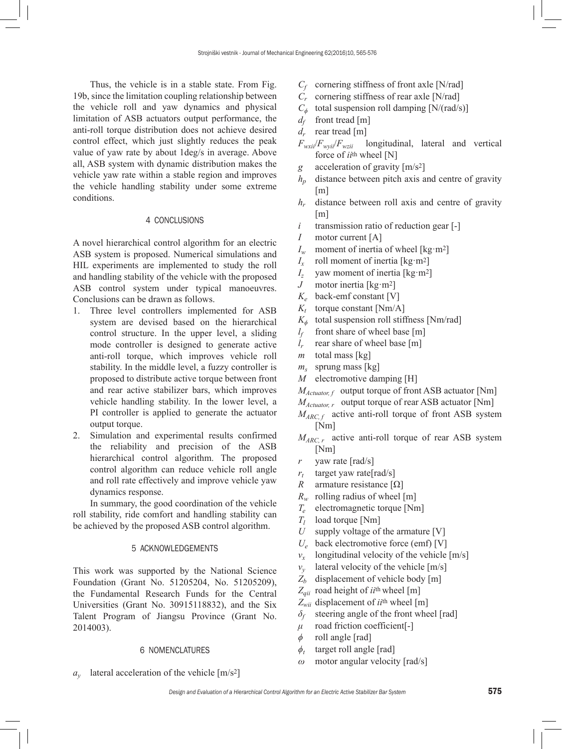Thus, the vehicle is in a stable state. From Fig. 19b, since the limitation coupling relationship between the vehicle roll and yaw dynamics and physical limitation of ASB actuators output performance, the anti-roll torque distribution does not achieve desired control effect, which just slightly reduces the peak value of yaw rate by about 1deg/s in average. Above all, ASB system with dynamic distribution makes the vehicle yaw rate within a stable region and improves the vehicle handling stability under some extreme conditions.

## 4 CONCLUSIONS

A novel hierarchical control algorithm for an electric ASB system is proposed. Numerical simulations and HIL experiments are implemented to study the roll and handling stability of the vehicle with the proposed ASB control system under typical manoeuvres. Conclusions can be drawn as follows.

1. Three level controllers implemented for ASB system are devised based on the hierarchical control structure. In the upper level, a sliding mode controller is designed to generate active anti-roll torque, which improves vehicle roll stability. In the middle level, a fuzzy controller is proposed to distribute active torque between front and rear active stabilizer bars, which improves vehicle handling stability. In the lower level, a PI controller is applied to generate the actuator output torque.
2. Simulation and experimental results confirmed the reliability and precision of the ASB hierarchical control algorithm. The proposed control algorithm can reduce vehicle roll angle and roll rate effectively and improve vehicle yaw dynamics response.

In summary, the good coordination of the vehicle roll stability, ride comfort and handling stability can be achieved by the proposed ASB control algorithm.

## 5 ACKNOWLEDGEMENTS

This work was supported by the National Science Foundation (Grant No. 51205204, No. 51205209), the Fundamental Research Funds for the Central Universities (Grant No. 30915118832), and the Six Talent Program of Jiangsu Province (Grant No. 2014003).

## 6 NOMENCLATURES

- $a_y$ lateral acceleration of the vehicle [m/s²]
- $C_f$ cornering stiffness of front axle [N/rad]
- $C_r$ cornering stiffness of rear axle [N/rad]
- $C_\phi$ total suspension roll damping [N/(rad/s)]
- $d_f$ front tread [m]
- $d_r$ rear tread [m]
- $F_{wxii}/F_{wyii}/F_{wzii}$ longitudinal, lateral and vertical force of $ii$th wheel [N]
- $g$ acceleration of gravity [m/s²]
- $h_p$ distance between pitch axis and centre of gravity [m]
- $h_r$ distance between roll axis and centre of gravity [m]
- $i$ transmission ratio of reduction gear [-]
- $I$ motor current [A]
- $I_w$ moment of inertia of wheel [kg·m²]
- $I_x$ roll moment of inertia [kg·m²]
- $I_z$ yaw moment of inertia [kg·m²]
- $J$ motor inertia [kg·m²]
- $K_e$ back-emf constant [V]
- $K_t$ torque constant [Nm/A]
- $K_\phi$ total suspension roll stiffness [Nm/rad]
- $l_f$ front share of wheel base [m]
- $l_r$ rear share of wheel base [m]
- $m$ total mass [kg]
- $m_s$ sprung mass [kg]
- $M$ electromotive damping [H]
- $M_{Actuator,f}$ output torque of front ASB actuator [Nm]
- $M_{Actuator,r}$ output torque of rear ASB actuator [Nm]
- $M_{ARC,f}$ active anti-roll torque of front ASB system [Nm]
- $M_{ARC,r}$ active anti-roll torque of rear ASB system [Nm]
- $r$ yaw rate [rad/s]
- $r_t$ target yaw rate[rad/s]
- $R$ armature resistance [Ω]
- $R_w$ rolling radius of wheel [m]
- $T_e$ electromagnetic torque [Nm]
- $T_l$ load torque [Nm]
- $U$ supply voltage of the armature [V]
- $U_e$ back electromotive force (emf) [V]
- $v_x$ longitudinal velocity of the vehicle [m/s]
- $v_y$ lateral velocity of the vehicle [m/s]
- $Z_b$ displacement of vehicle body [m]
- $Z_{qii}$ road height of $ii$th wheel [m]
- $Z_{wii}$ displacement of $ii$th wheel [m]
- $\delta_f$ steering angle of the front wheel [rad]
- $\mu$ road friction coefficient[-]
- $\phi$ roll angle [rad]
- $\phi_t$ target roll angle [rad]
- $\omega$ motor angular velocity [rad/s]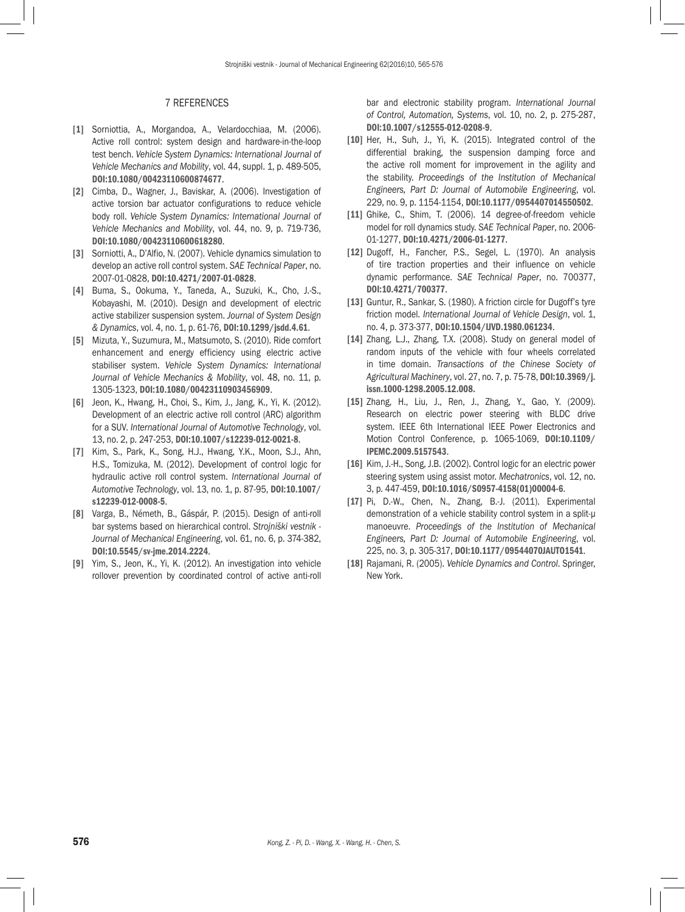## 7 REFERENCES

[1] Sorniottia, A., Morgandoa, A., Velardocchiaa, M. (2006). Active roll control: system design and hardware-in-the-loop test bench. *Vehicle System Dynamics: International Journal of Vehicle Mechanics and Mobility*, vol. 44, suppl. 1, p. 489-505, **DOI:10.1080/00423110600874677**.

[2] Cimba, D., Wagner, J., Baviskar, A. (2006). Investigation of active torsion bar actuator configurations to reduce vehicle body roll. *Vehicle System Dynamics: International Journal of Vehicle Mechanics and Mobility*, vol. 44, no. 9, p. 719-736, **DOI:10.1080/00423110600618280**.

[3] Sorniotti, A., D'Alfio, N. (2007). Vehicle dynamics simulation to develop an active roll control system. *SAE Technical Paper*, no. 2007-01-0828, **DOI:10.4271/2007-01-0828**.

[4] Buma, S., Ookuma, Y., Taneda, A., Suzuki, K., Cho, J.-S., Kobayashi, M. (2010). Design and development of electric active stabilizer suspension system. *Journal of System Design & Dynamics*, vol. 4, no. 1, p. 61-76, **DOI:10.1299/jsdd.4.61**.

[5] Mizuta, Y., Suzumura, M., Matsumoto, S. (2010). Ride comfort enhancement and energy efficiency using electric active stabiliser system. *Vehicle System Dynamics: International Journal of Vehicle Mechanics & Mobility*, vol. 48, no. 11, p. 1305-1323, **DOI:10.1080/00423110903456909**.

[6] Jeon, K., Hwang, H., Choi, S., Kim, J., Jang, K., Yi, K. (2012). Development of an electric active roll control (ARC) algorithm for a SUV. *International Journal of Automotive Technology*, vol. 13, no. 2, p. 247-253, **DOI:10.1007/s12239-012-0021-8**.

[7] Kim, S., Park, K., Song, H.J., Hwang, Y.K., Moon, S.J., Ahn, H.S., Tomizuka, M. (2012). Development of control logic for hydraulic active roll control system. *International Journal of Automotive Technology*, vol. 13, no. 1, p. 87-95, **DOI:10.1007/s12239-012-0008-5**.

[8] Varga, B., Németh, B., Gáspár, P. (2015). Design of anti-roll bar systems based on hierarchical control. *Strojniški vestnik - Journal of Mechanical Engineering*, vol. 61, no. 6, p. 374-382, **DOI:10.5545/sv-jme.2014.2224**.

[9] Yim, S., Jeon, K., Yi, K. (2012). An investigation into vehicle rollover prevention by coordinated control of active anti-roll bar and electronic stability program. *International Journal of Control, Automation, Systems*, vol. 10, no. 2, p. 275-287, **DOI:10.1007/s12555-012-0208-9**.

[10] Her, H., Suh, J., Yi, K. (2015). Integrated control of the differential braking, the suspension damping force and the active roll moment for improvement in the agility and the stability. *Proceedings of the Institution of Mechanical Engineers, Part D: Journal of Automobile Engineering*, vol. 229, no. 9, p. 1154-1154, **DOI:10.1177/0954407014550502**.

[11] Ghike, C., Shim, T. (2006). 14 degree-of-freedom vehicle model for roll dynamics study. *SAE Technical Paper*, no. 2006-01-1277, **DOI:10.4271/2006-01-1277**.

[12] Dugoff, H., Fancher, P.S., Segel, L. (1970). An analysis of tire traction properties and their influence on vehicle dynamic performance. *SAE Technical Paper*, no. 700377, **DOI:10.4271/700377**.

[13] Guntur, R., Sankar, S. (1980). A friction circle for Dugoff's tyre friction model. *International Journal of Vehicle Design*, vol. 1, no. 4, p. 373-377, **DOI:10.1504/IJVD.1980.061234**.

[14] Zhang, L.J., Zhang, T.X. (2008). Study on general model of random inputs of the vehicle with four wheels correlated in time domain. *Transactions of the Chinese Society of Agricultural Machinery*, vol. 27, no. 7, p. 75-78, **DOI:10.3969/j.issn.1000-1298.2005.12.008.**

[15] Zhang, H., Liu, J., Ren, J., Zhang, Y., Gao, Y. (2009). Research on electric power steering with BLDC drive system. IEEE 6th International IEEE Power Electronics and Motion Control Conference, p. 1065-1069, **DOI:10.1109/IPEMC.2009.5157543**.

[16] Kim, J.-H., Song, J.B. (2002). Control logic for an electric power steering system using assist motor. *Mechatronics*, vol. 12, no. 3, p. 447-459, **DOI:10.1016/S0957-4158(01)00004-6**.

[17] Pi, D.-W., Chen, N., Zhang, B.-J. (2011). Experimental demonstration of a vehicle stability control system in a split-μ manoeuvre. *Proceedings of the Institution of Mechanical Engineers, Part D: Journal of Automobile Engineering*, vol. 225, no. 3, p. 305-317, **DOI:10.1177/09544070JAUTO1541**.

[18] Rajamani, R. (2005). *Vehicle Dynamics and Control*. Springer, New York.